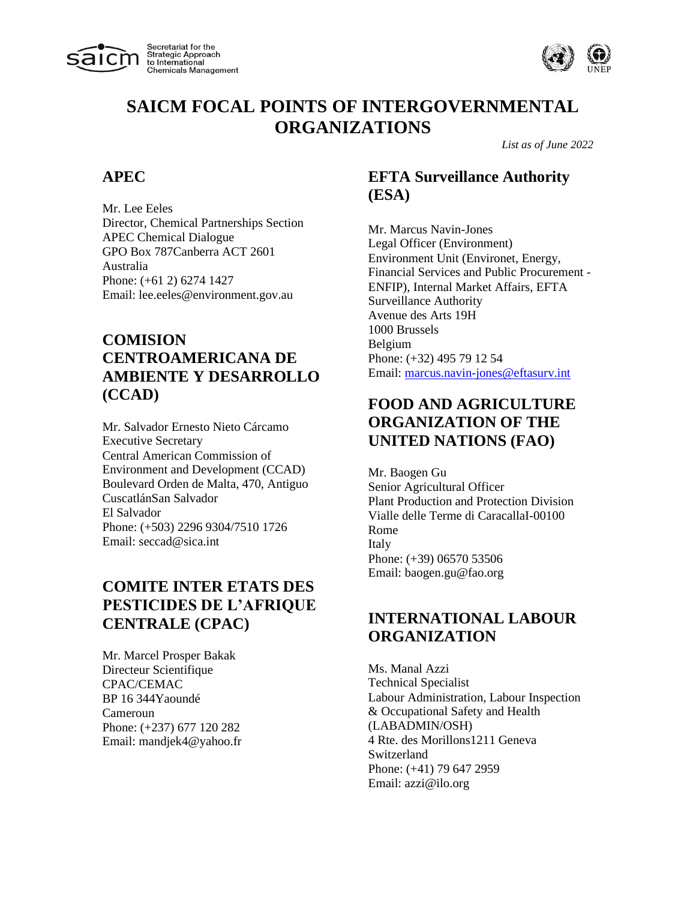Secretariat for the Strategic Approach to International Chemicals Management

# SAICM FOCAL POINTS OF INTERGOVERNMENTAL ORGANIZATIONS

*List as of June 2022*

## APEC

Mr. Lee Eeles
Director, Chemical Partnerships Section
APEC Chemical Dialogue
GPO Box 787Canberra ACT 2601
Australia
Phone: (+61 2) 6274 1427
Email: lee.eeles@environment.gov.au

## COMISION CENTROAMERICANA DE AMBIENTE Y DESARROLLO (CCAD)

Mr. Salvador Ernesto Nieto Cárcamo
Executive Secretary
Central American Commission of Environment and Development (CCAD)
Boulevard Orden de Malta, 470, Antiguo CuscatlánSan Salvador
El Salvador
Phone: (+503) 2296 9304/7510 1726
Email: seccad@sica.int

## COMITE INTER ETATS DES PESTICIDES DE L'AFRIQUE CENTRALE (CPAC)

Mr. Marcel Prosper Bakak
Directeur Scientifique
CPAC/CEMAC
BP 16 344Yaoundé
Cameroun
Phone: (+237) 677 120 282
Email: mandjek4@yahoo.fr

## EFTA Surveillance Authority (ESA)

Mr. Marcus Navin-Jones
Legal Officer (Environment)
Environment Unit (Environet, Energy, Financial Services and Public Procurement - ENFIP), Internal Market Affairs, EFTA Surveillance Authority
Avenue des Arts 19H
1000 Brussels
Belgium
Phone: (+32) 495 79 12 54
Email: marcus.navin-jones@eftasurv.int

## FOOD AND AGRICULTURE ORGANIZATION OF THE UNITED NATIONS (FAO)

Mr. Baogen Gu
Senior Agricultural Officer
Plant Production and Protection Division
Vialle delle Terme di CaracallaI-00100 Rome
Italy
Phone: (+39) 06570 53506
Email: baogen.gu@fao.org

## INTERNATIONAL LABOUR ORGANIZATION

Ms. Manal Azzi
Technical Specialist
Labour Administration, Labour Inspection & Occupational Safety and Health (LABADMIN/OSH)
4 Rte. des Morillons1211 Geneva
Switzerland
Phone: (+41) 79 647 2959
Email: azzi@ilo.org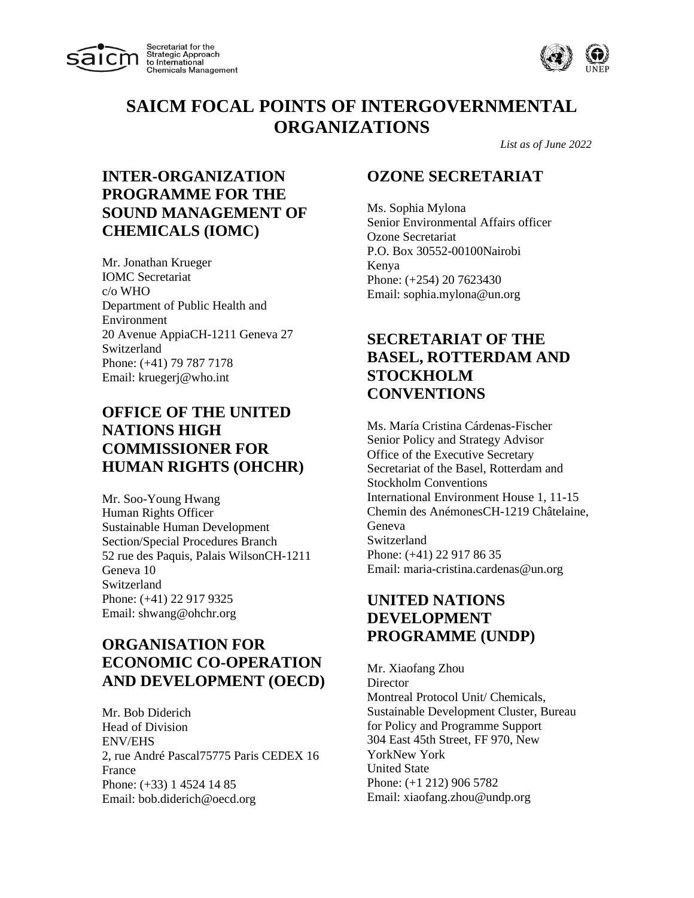# SAICM FOCAL POINTS OF INTERGOVERNMENTAL ORGANIZATIONS

*List as of June 2022*

## INTER-ORGANIZATION PROGRAMME FOR THE SOUND MANAGEMENT OF CHEMICALS (IOMC)

Mr. Jonathan Krueger
IOMC Secretariat
c/o WHO
Department of Public Health and Environment
20 Avenue AppiaCH-1211 Geneva 27
Switzerland
Phone: (+41) 79 787 7178
Email: kruegerj@who.int

## OFFICE OF THE UNITED NATIONS HIGH COMMISSIONER FOR HUMAN RIGHTS (OHCHR)

Mr. Soo-Young Hwang
Human Rights Officer
Sustainable Human Development Section/Special Procedures Branch
52 rue des Paquis, Palais WilsonCH-1211 Geneva 10
Switzerland
Phone: (+41) 22 917 9325
Email: shwang@ohchr.org

## ORGANISATION FOR ECONOMIC CO-OPERATION AND DEVELOPMENT (OECD)

Mr. Bob Diderich
Head of Division
ENV/EHS
2, rue André Pascal75775 Paris CEDEX 16
France
Phone: (+33) 1 4524 14 85
Email: bob.diderich@oecd.org

## OZONE SECRETARIAT

Ms. Sophia Mylona
Senior Environmental Affairs officer
Ozone Secretariat
P.O. Box 30552-00100Nairobi
Kenya
Phone: (+254) 20 7623430
Email: sophia.mylona@un.org

## SECRETARIAT OF THE BASEL, ROTTERDAM AND STOCKHOLM CONVENTIONS

Ms. María Cristina Cárdenas-Fischer
Senior Policy and Strategy Advisor
Office of the Executive Secretary
Secretariat of the Basel, Rotterdam and Stockholm Conventions
International Environment House 1, 11-15 Chemin des AnémonesCH-1219 Châtelaine, Geneva
Switzerland
Phone: (+41) 22 917 86 35
Email: maria-cristina.cardenas@un.org

## UNITED NATIONS DEVELOPMENT PROGRAMME (UNDP)

Mr. Xiaofang Zhou
Director
Montreal Protocol Unit/ Chemicals, Sustainable Development Cluster, Bureau for Policy and Programme Support
304 East 45th Street, FF 970, New YorkNew York
United State
Phone: (+1 212) 906 5782
Email: xiaofang.zhou@undp.org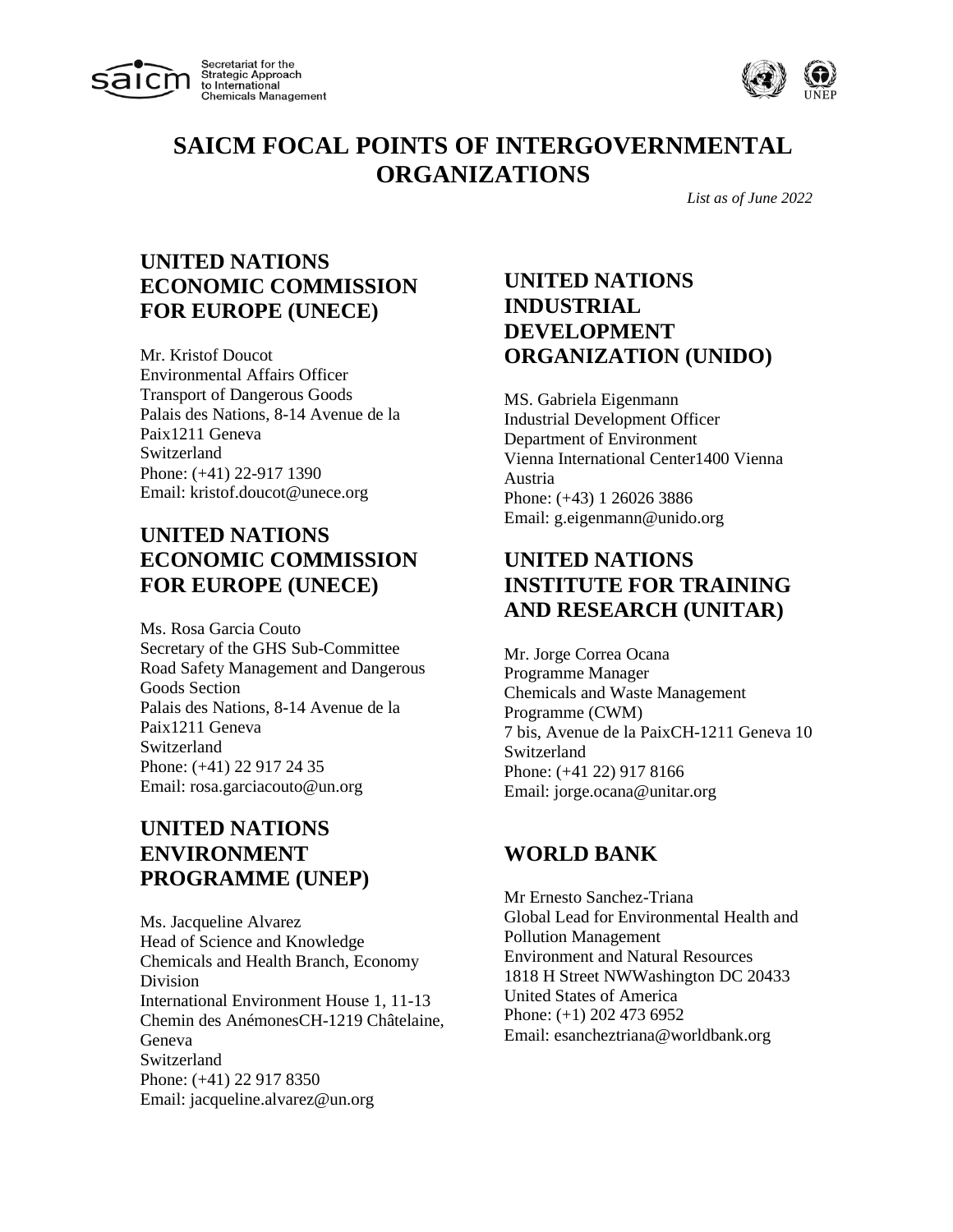# SAICM FOCAL POINTS OF INTERGOVERNMENTAL ORGANIZATIONS

*List as of June 2022*

## UNITED NATIONS ECONOMIC COMMISSION FOR EUROPE (UNECE)

Mr. Kristof Doucot
Environmental Affairs Officer
Transport of Dangerous Goods
Palais des Nations, 8-14 Avenue de la Paix1211 Geneva
Switzerland
Phone: (+41) 22-917 1390
Email: kristof.doucot@unece.org

## UNITED NATIONS ECONOMIC COMMISSION FOR EUROPE (UNECE)

Ms. Rosa Garcia Couto
Secretary of the GHS Sub-Committee
Road Safety Management and Dangerous Goods Section
Palais des Nations, 8-14 Avenue de la Paix1211 Geneva
Switzerland
Phone: (+41) 22 917 24 35
Email: rosa.garciacouto@un.org

## UNITED NATIONS ENVIRONMENT PROGRAMME (UNEP)

Ms. Jacqueline Alvarez
Head of Science and Knowledge
Chemicals and Health Branch, Economy Division
International Environment House 1, 11-13 Chemin des AnémonesCH-1219 Châtelaine, Geneva
Switzerland
Phone: (+41) 22 917 8350
Email: jacqueline.alvarez@un.org

## UNITED NATIONS INDUSTRIAL DEVELOPMENT ORGANIZATION (UNIDO)

MS. Gabriela Eigenmann
Industrial Development Officer
Department of Environment
Vienna International Center1400 Vienna
Austria
Phone: (+43) 1 26026 3886
Email: g.eigenmann@unido.org

## UNITED NATIONS INSTITUTE FOR TRAINING AND RESEARCH (UNITAR)

Mr. Jorge Correa Ocana
Programme Manager
Chemicals and Waste Management Programme (CWM)
7 bis, Avenue de la PaixCH-1211 Geneva 10
Switzerland
Phone: (+41 22) 917 8166
Email: jorge.ocana@unitar.org

## WORLD BANK

Mr Ernesto Sanchez-Triana
Global Lead for Environmental Health and Pollution Management
Environment and Natural Resources
1818 H Street NWWashington DC 20433
United States of America
Phone: (+1) 202 473 6952
Email: esancheztriana@worldbank.org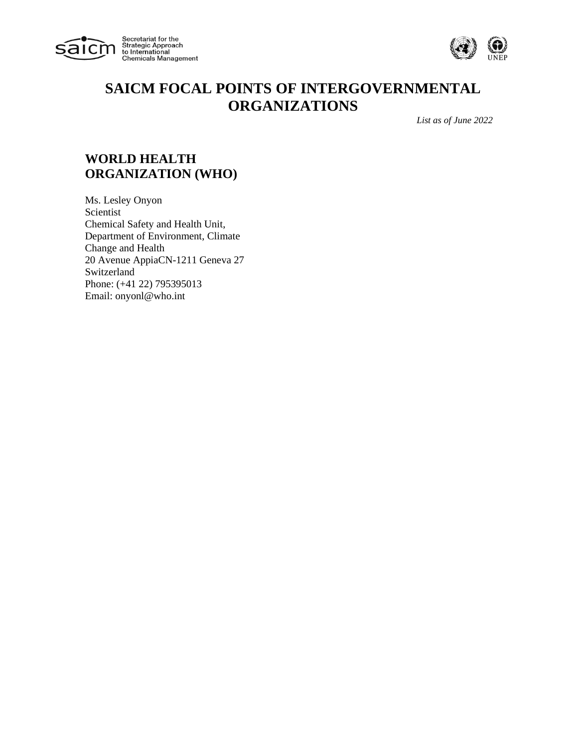# SAICM FOCAL POINTS OF INTERGOVERNMENTAL ORGANIZATIONS

*List as of June 2022*

## WORLD HEALTH ORGANIZATION (WHO)

Ms. Lesley Onyon
Scientist
Chemical Safety and Health Unit,
Department of Environment, Climate Change and Health
20 Avenue AppiaCN-1211 Geneva 27
Switzerland
Phone: (+41 22) 795395013
Email: onyonl@who.int